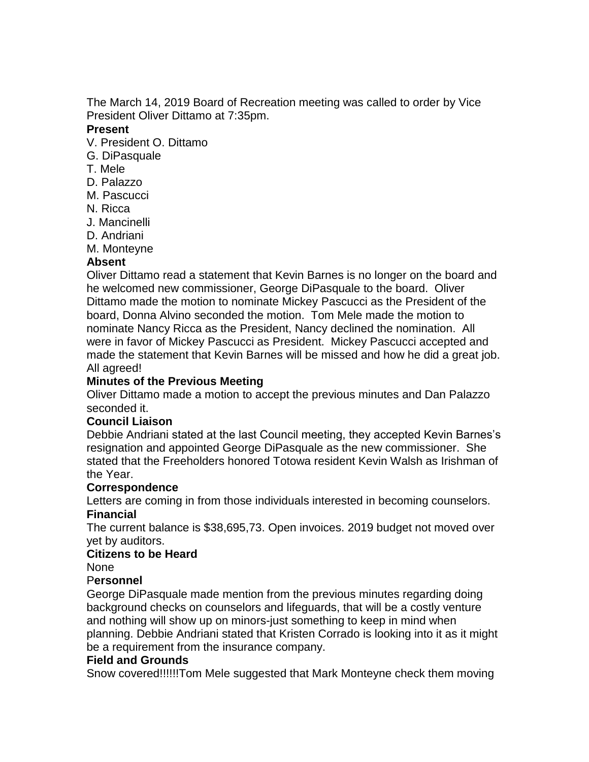The March 14, 2019 Board of Recreation meeting was called to order by Vice President Oliver Dittamo at 7:35pm.

**Present**

V. President O. Dittamo
G. DiPasquale
T. Mele
D. Palazzo
M. Pascucci
N. Ricca
J. Mancinelli
D. Andriani
M. Monteyne

**Absent**

Oliver Dittamo read a statement that Kevin Barnes is no longer on the board and he welcomed new commissioner, George DiPasquale to the board. Oliver Dittamo made the motion to nominate Mickey Pascucci as the President of the board, Donna Alvino seconded the motion. Tom Mele made the motion to nominate Nancy Ricca as the President, Nancy declined the nomination. All were in favor of Mickey Pascucci as President. Mickey Pascucci accepted and made the statement that Kevin Barnes will be missed and how he did a great job. All agreed!

**Minutes of the Previous Meeting**

Oliver Dittamo made a motion to accept the previous minutes and Dan Palazzo seconded it.

**Council Liaison**

Debbie Andriani stated at the last Council meeting, they accepted Kevin Barnes's resignation and appointed George DiPasquale as the new commissioner. She stated that the Freeholders honored Totowa resident Kevin Walsh as Irishman of the Year.

**Correspondence**

Letters are coming in from those individuals interested in becoming counselors.

**Financial**

The current balance is $38,695,73. Open invoices. 2019 budget not moved over yet by auditors.

**Citizens to be Heard**

None

**Personnel**

George DiPasquale made mention from the previous minutes regarding doing background checks on counselors and lifeguards, that will be a costly venture and nothing will show up on minors-just something to keep in mind when planning. Debbie Andriani stated that Kristen Corrado is looking into it as it might be a requirement from the insurance company.

**Field and Grounds**

Snow covered!!!!!!Tom Mele suggested that Mark Monteyne check them moving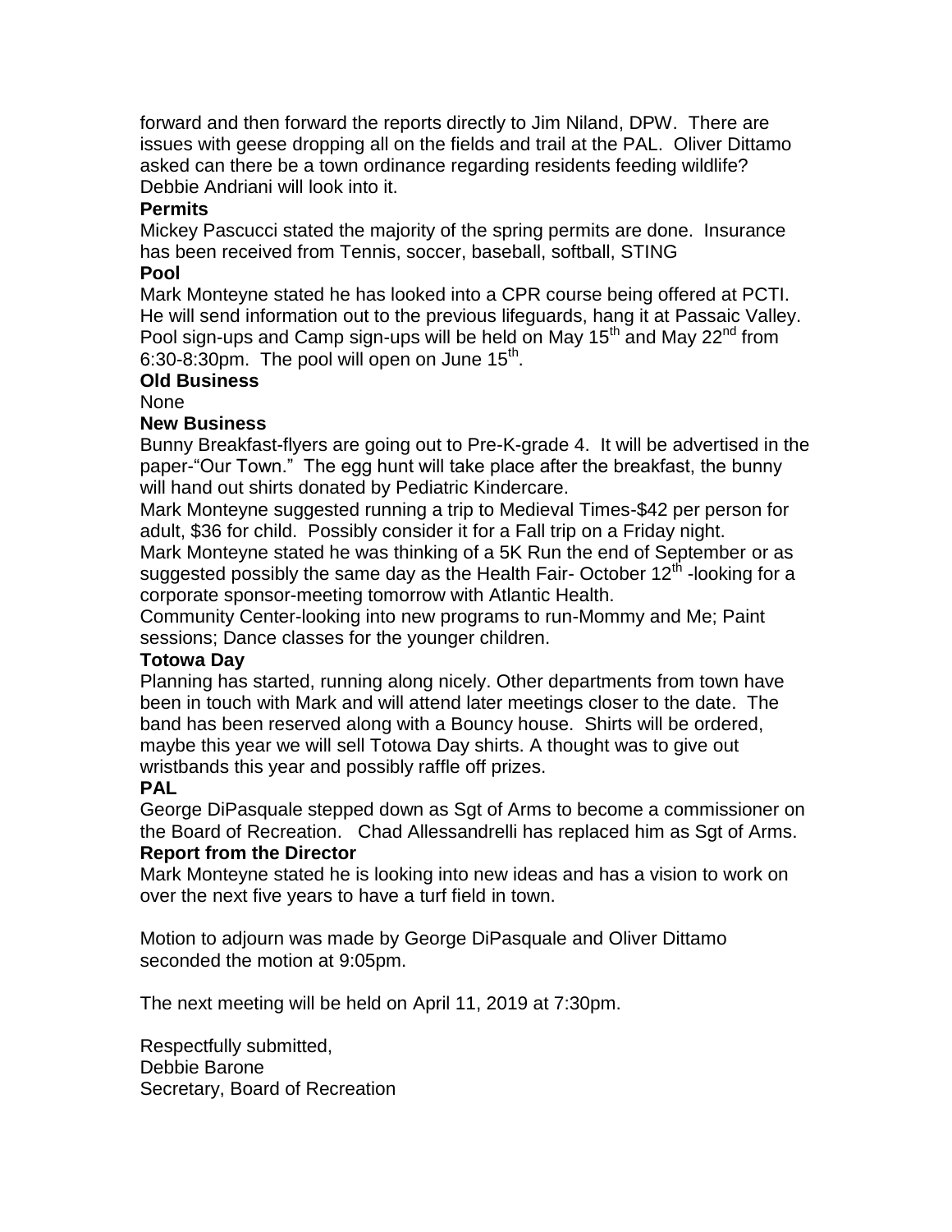forward and then forward the reports directly to Jim Niland, DPW. There are issues with geese dropping all on the fields and trail at the PAL. Oliver Dittamo asked can there be a town ordinance regarding residents feeding wildlife? Debbie Andriani will look into it.

**Permits**

Mickey Pascucci stated the majority of the spring permits are done. Insurance has been received from Tennis, soccer, baseball, softball, STING

**Pool**

Mark Monteyne stated he has looked into a CPR course being offered at PCTI. He will send information out to the previous lifeguards, hang it at Passaic Valley. Pool sign-ups and Camp sign-ups will be held on May 15th and May 22nd from 6:30-8:30pm. The pool will open on June 15th.

**Old Business**

None

**New Business**

Bunny Breakfast-flyers are going out to Pre-K-grade 4. It will be advertised in the paper-"Our Town." The egg hunt will take place after the breakfast, the bunny will hand out shirts donated by Pediatric Kindercare.

Mark Monteyne suggested running a trip to Medieval Times-$42 per person for adult, $36 for child. Possibly consider it for a Fall trip on a Friday night.

Mark Monteyne stated he was thinking of a 5K Run the end of September or as suggested possibly the same day as the Health Fair- October 12th -looking for a corporate sponsor-meeting tomorrow with Atlantic Health.

Community Center-looking into new programs to run-Mommy and Me; Paint sessions; Dance classes for the younger children.

**Totowa Day**

Planning has started, running along nicely. Other departments from town have been in touch with Mark and will attend later meetings closer to the date. The band has been reserved along with a Bouncy house. Shirts will be ordered, maybe this year we will sell Totowa Day shirts. A thought was to give out wristbands this year and possibly raffle off prizes.

**PAL**

George DiPasquale stepped down as Sgt of Arms to become a commissioner on the Board of Recreation. Chad Allessandrelli has replaced him as Sgt of Arms.

**Report from the Director**

Mark Monteyne stated he is looking into new ideas and has a vision to work on over the next five years to have a turf field in town.

Motion to adjourn was made by George DiPasquale and Oliver Dittamo seconded the motion at 9:05pm.

The next meeting will be held on April 11, 2019 at 7:30pm.

Respectfully submitted,
Debbie Barone
Secretary, Board of Recreation